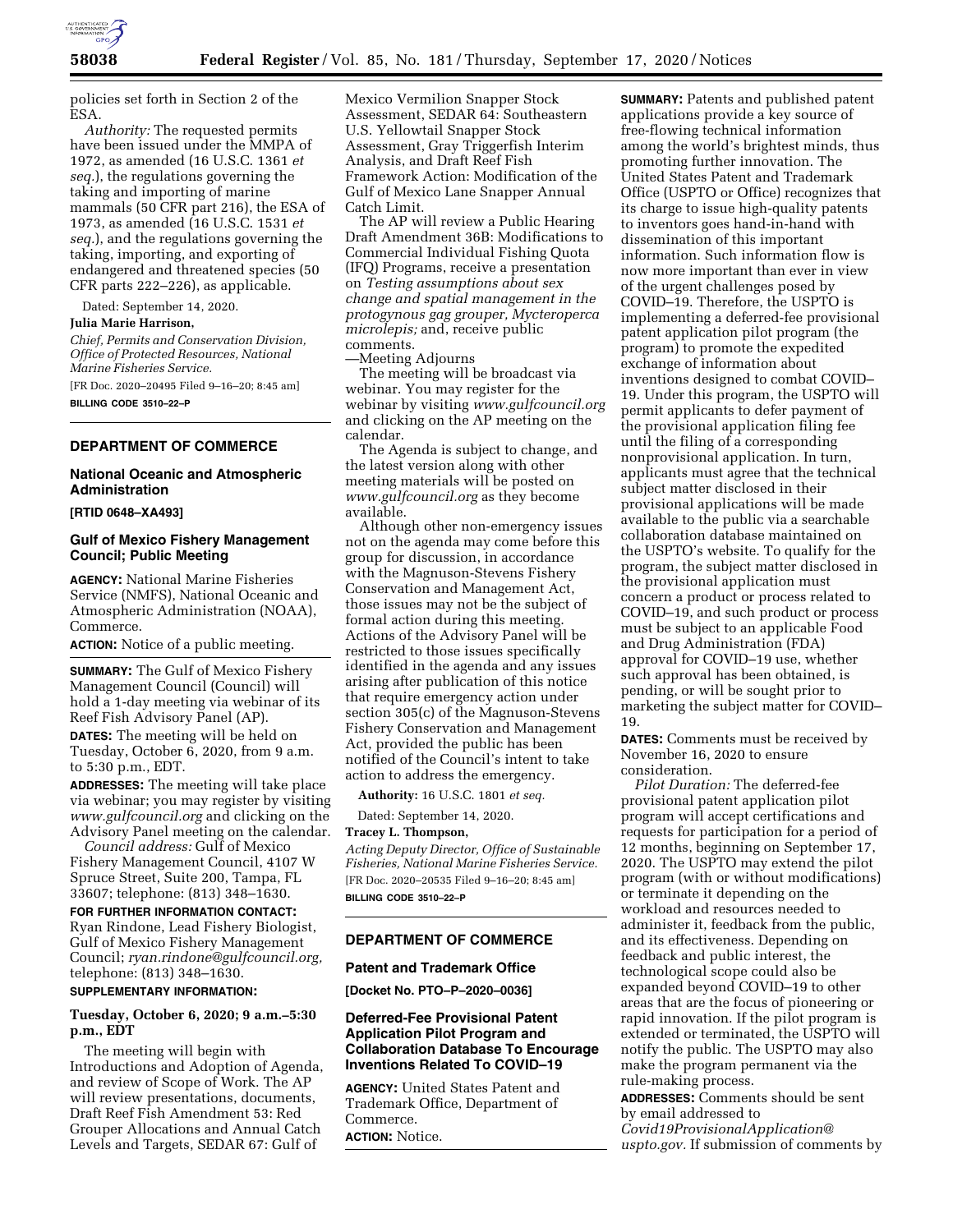policies set forth in Section 2 of the ESA.

*Authority:* The requested permits have been issued under the MMPA of 1972, as amended (16 U.S.C. 1361 *et seq.*), the regulations governing the taking and importing of marine mammals (50 CFR part 216), the ESA of 1973, as amended (16 U.S.C. 1531 *et seq.*), and the regulations governing the taking, importing, and exporting of endangered and threatened species (50 CFR parts 222–226), as applicable.

Dated: September 14, 2020.

**Julia Marie Harrison,**

*Chief, Permits and Conservation Division, Office of Protected Resources, National Marine Fisheries Service.*

[FR Doc. 2020–20495 Filed 9–16–20; 8:45 am]

**BILLING CODE 3510–22–P**

## DEPARTMENT OF COMMERCE

### National Oceanic and Atmospheric Administration

**[RTID 0648–XA493]**

### Gulf of Mexico Fishery Management Council; Public Meeting

**AGENCY:** National Marine Fisheries Service (NMFS), National Oceanic and Atmospheric Administration (NOAA), Commerce.

**ACTION:** Notice of a public meeting.

**SUMMARY:** The Gulf of Mexico Fishery Management Council (Council) will hold a 1-day meeting via webinar of its Reef Fish Advisory Panel (AP).

**DATES:** The meeting will be held on Tuesday, October 6, 2020, from 9 a.m. to 5:30 p.m., EDT.

**ADDRESSES:** The meeting will take place via webinar; you may register by visiting *www.gulfcouncil.org* and clicking on the Advisory Panel meeting on the calendar.

*Council address:* Gulf of Mexico Fishery Management Council, 4107 W Spruce Street, Suite 200, Tampa, FL 33607; telephone: (813) 348–1630.

**FOR FURTHER INFORMATION CONTACT:** Ryan Rindone, Lead Fishery Biologist, Gulf of Mexico Fishery Management Council; *ryan.rindone@gulfcouncil.org,* telephone: (813) 348–1630.

**SUPPLEMENTARY INFORMATION:**

**Tuesday, October 6, 2020; 9 a.m.–5:30 p.m., EDT**

The meeting will begin with Introductions and Adoption of Agenda, and review of Scope of Work. The AP will review presentations, documents, Draft Reef Fish Amendment 53: Red Grouper Allocations and Annual Catch Levels and Targets, SEDAR 67: Gulf of Mexico Vermilion Snapper Stock Assessment, SEDAR 64: Southeastern U.S. Yellowtail Snapper Stock Assessment, Gray Triggerfish Interim Analysis, and Draft Reef Fish Framework Action: Modification of the Gulf of Mexico Lane Snapper Annual Catch Limit.

The AP will review a Public Hearing Draft Amendment 36B: Modifications to Commercial Individual Fishing Quota (IFQ) Programs, receive a presentation on *Testing assumptions about sex change and spatial management in the protogynous gag grouper, Mycteroperca microlepis;* and, receive public comments.

—Meeting Adjourns

The meeting will be broadcast via webinar. You may register for the webinar by visiting *www.gulfcouncil.org* and clicking on the AP meeting on the calendar.

The Agenda is subject to change, and the latest version along with other meeting materials will be posted on *www.gulfcouncil.org* as they become available.

Although other non-emergency issues not on the agenda may come before this group for discussion, in accordance with the Magnuson-Stevens Fishery Conservation and Management Act, those issues may not be the subject of formal action during this meeting. Actions of the Advisory Panel will be restricted to those issues specifically identified in the agenda and any issues arising after publication of this notice that require emergency action under section 305(c) of the Magnuson-Stevens Fishery Conservation and Management Act, provided the public has been notified of the Council's intent to take action to address the emergency.

**Authority:** 16 U.S.C. 1801 *et seq.*

Dated: September 14, 2020.

**Tracey L. Thompson,**

*Acting Deputy Director, Office of Sustainable Fisheries, National Marine Fisheries Service.*

[FR Doc. 2020–20535 Filed 9–16–20; 8:45 am]

**BILLING CODE 3510–22–P**

## DEPARTMENT OF COMMERCE

### Patent and Trademark Office

**[Docket No. PTO–P–2020–0036]**

### Deferred-Fee Provisional Patent Application Pilot Program and Collaboration Database To Encourage Inventions Related To COVID–19

**AGENCY:** United States Patent and Trademark Office, Department of Commerce.

**ACTION:** Notice.

**SUMMARY:** Patents and published patent applications provide a key source of free-flowing technical information among the world's brightest minds, thus promoting further innovation. The United States Patent and Trademark Office (USPTO or Office) recognizes that its charge to issue high-quality patents to inventors goes hand-in-hand with dissemination of this important information. Such information flow is now more important than ever in view of the urgent challenges posed by COVID–19. Therefore, the USPTO is implementing a deferred-fee provisional patent application pilot program (the program) to promote the expedited exchange of information about inventions designed to combat COVID–19. Under this program, the USPTO will permit applicants to defer payment of the provisional application filing fee until the filing of a corresponding nonprovisional application. In turn, applicants must agree that the technical subject matter disclosed in their provisional applications will be made available to the public via a searchable collaboration database maintained on the USPTO's website. To qualify for the program, the subject matter disclosed in the provisional application must concern a product or process related to COVID–19, and such product or process must be subject to an applicable Food and Drug Administration (FDA) approval for COVID–19 use, whether such approval has been obtained, is pending, or will be sought prior to marketing the subject matter for COVID–19.

**DATES:** Comments must be received by November 16, 2020 to ensure consideration.

*Pilot Duration:* The deferred-fee provisional patent application pilot program will accept certifications and requests for participation for a period of 12 months, beginning on September 17, 2020. The USPTO may extend the pilot program (with or without modifications) or terminate it depending on the workload and resources needed to administer it, feedback from the public, and its effectiveness. Depending on feedback and public interest, the technological scope could also be expanded beyond COVID–19 to other areas that are the focus of pioneering or rapid innovation. If the pilot program is extended or terminated, the USPTO will notify the public. The USPTO may also make the program permanent via the rule-making process.

**ADDRESSES:** Comments should be sent by email addressed to *Covid19ProvisionalApplication@uspto.gov.* If submission of comments by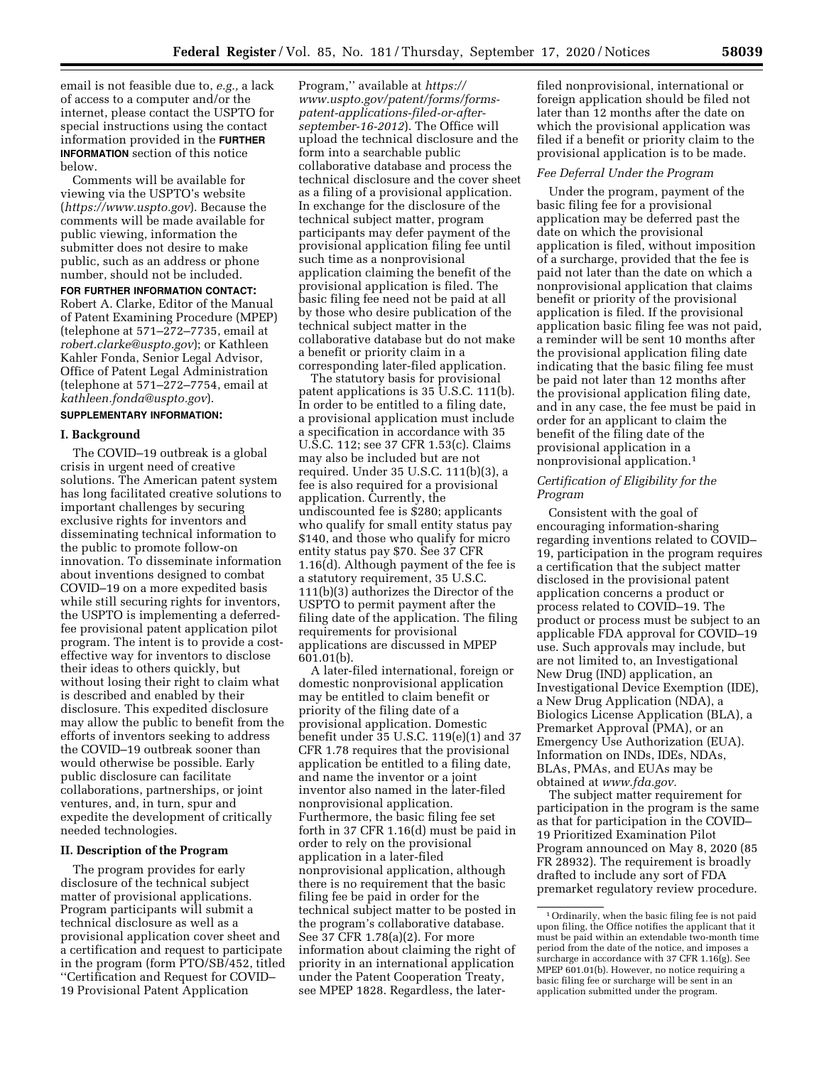email is not feasible due to, *e.g.,* a lack of access to a computer and/or the internet, please contact the USPTO for special instructions using the contact information provided in the **FURTHER INFORMATION** section of this notice below.

Comments will be available for viewing via the USPTO's website (*https://www.uspto.gov*). Because the comments will be made available for public viewing, information the submitter does not desire to make public, such as an address or phone number, should not be included.

**FOR FURTHER INFORMATION CONTACT:** Robert A. Clarke, Editor of the Manual of Patent Examining Procedure (MPEP) (telephone at 571–272–7735, email at *robert.clarke@uspto.gov*); or Kathleen Kahler Fonda, Senior Legal Advisor, Office of Patent Legal Administration (telephone at 571–272–7754, email at *kathleen.fonda@uspto.gov*).

**SUPPLEMENTARY INFORMATION:**

## I. Background

The COVID–19 outbreak is a global crisis in urgent need of creative solutions. The American patent system has long facilitated creative solutions to important challenges by securing exclusive rights for inventors and disseminating technical information to the public to promote follow-on innovation. To disseminate information about inventions designed to combat COVID–19 on a more expedited basis while still securing rights for inventors, the USPTO is implementing a deferred-fee provisional patent application pilot program. The intent is to provide a cost-effective way for inventors to disclose their ideas to others quickly, but without losing their right to claim what is described and enabled by their disclosure. This expedited disclosure may allow the public to benefit from the efforts of inventors seeking to address the COVID–19 outbreak sooner than would otherwise be possible. Early public disclosure can facilitate collaborations, partnerships, or joint ventures, and, in turn, spur and expedite the development of critically needed technologies.

## II. Description of the Program

The program provides for early disclosure of the technical subject matter of provisional applications. Program participants will submit a technical disclosure as well as a provisional application cover sheet and a certification and request to participate in the program (form PTO/SB/452, titled ''Certification and Request for COVID–19 Provisional Patent Application Program,'' available at *https://www.uspto.gov/patent/forms/forms-patent-applications-filed-or-after-september-16-2012*). The Office will upload the technical disclosure and the form into a searchable public collaborative database and process the technical disclosure and the cover sheet as a filing of a provisional application. In exchange for the disclosure of the technical subject matter, program participants may defer payment of the provisional application filing fee until such time as a nonprovisional application claiming the benefit of the provisional application is filed. The basic filing fee need not be paid at all by those who desire publication of the technical subject matter in the collaborative database but do not make a benefit or priority claim in a corresponding later-filed application.

The statutory basis for provisional patent applications is 35 U.S.C. 111(b). In order to be entitled to a filing date, a provisional application must include a specification in accordance with 35 U.S.C. 112; see 37 CFR 1.53(c). Claims may also be included but are not required. Under 35 U.S.C. 111(b)(3), a fee is also required for a provisional application. Currently, the undiscounted fee is $280; applicants who qualify for small entity status pay $140, and those who qualify for micro entity status pay $70. See 37 CFR 1.16(d). Although payment of the fee is a statutory requirement, 35 U.S.C. 111(b)(3) authorizes the Director of the USPTO to permit payment after the filing date of the application. The filing requirements for provisional applications are discussed in MPEP 601.01(b).

A later-filed international, foreign or domestic nonprovisional application may be entitled to claim benefit or priority of the filing date of a provisional application. Domestic benefit under 35 U.S.C. 119(e)(1) and 37 CFR 1.78 requires that the provisional application be entitled to a filing date, and name the inventor or a joint inventor also named in the later-filed nonprovisional application. Furthermore, the basic filing fee set forth in 37 CFR 1.16(d) must be paid in order to rely on the provisional application in a later-filed nonprovisional application, although there is no requirement that the basic filing fee be paid in order for the technical subject matter to be posted in the program's collaborative database. See 37 CFR 1.78(a)(2). For more information about claiming the right of priority in an international application under the Patent Cooperation Treaty, see MPEP 1828. Regardless, the later-filed nonprovisional, international or foreign application should be filed not later than 12 months after the date on which the provisional application was filed if a benefit or priority claim to the provisional application is to be made.

### *Fee Deferral Under the Program*

Under the program, payment of the basic filing fee for a provisional application may be deferred past the date on which the provisional application is filed, without imposition of a surcharge, provided that the fee is paid not later than the date on which a nonprovisional application that claims benefit or priority of the provisional application is filed. If the provisional application basic filing fee was not paid, a reminder will be sent 10 months after the provisional application filing date indicating that the basic filing fee must be paid not later than 12 months after the provisional application filing date, and in any case, the fee must be paid in order for an applicant to claim the benefit of the filing date of the provisional application in a nonprovisional application.[1]

### *Certification of Eligibility for the Program*

Consistent with the goal of encouraging information-sharing regarding inventions related to COVID–19, participation in the program requires a certification that the subject matter disclosed in the provisional patent application concerns a product or process related to COVID–19. The product or process must be subject to an applicable FDA approval for COVID–19 use. Such approvals may include, but are not limited to, an Investigational New Drug (IND) application, an Investigational Device Exemption (IDE), a New Drug Application (NDA), a Biologics License Application (BLA), a Premarket Approval (PMA), or an Emergency Use Authorization (EUA). Information on INDs, IDEs, NDAs, BLAs, PMAs, and EUAs may be obtained at *www.fda.gov.*

The subject matter requirement for participation in the program is the same as that for participation in the COVID–19 Prioritized Examination Pilot Program announced on May 8, 2020 (85 FR 28932). The requirement is broadly drafted to include any sort of FDA premarket regulatory review procedure.

[1] Ordinarily, when the basic filing fee is not paid upon filing, the Office notifies the applicant that it must be paid within an extendable two-month time period from the date of the notice, and imposes a surcharge in accordance with 37 CFR 1.16(g). See MPEP 601.01(b). However, no notice requiring a basic filing fee or surcharge will be sent in an application submitted under the program.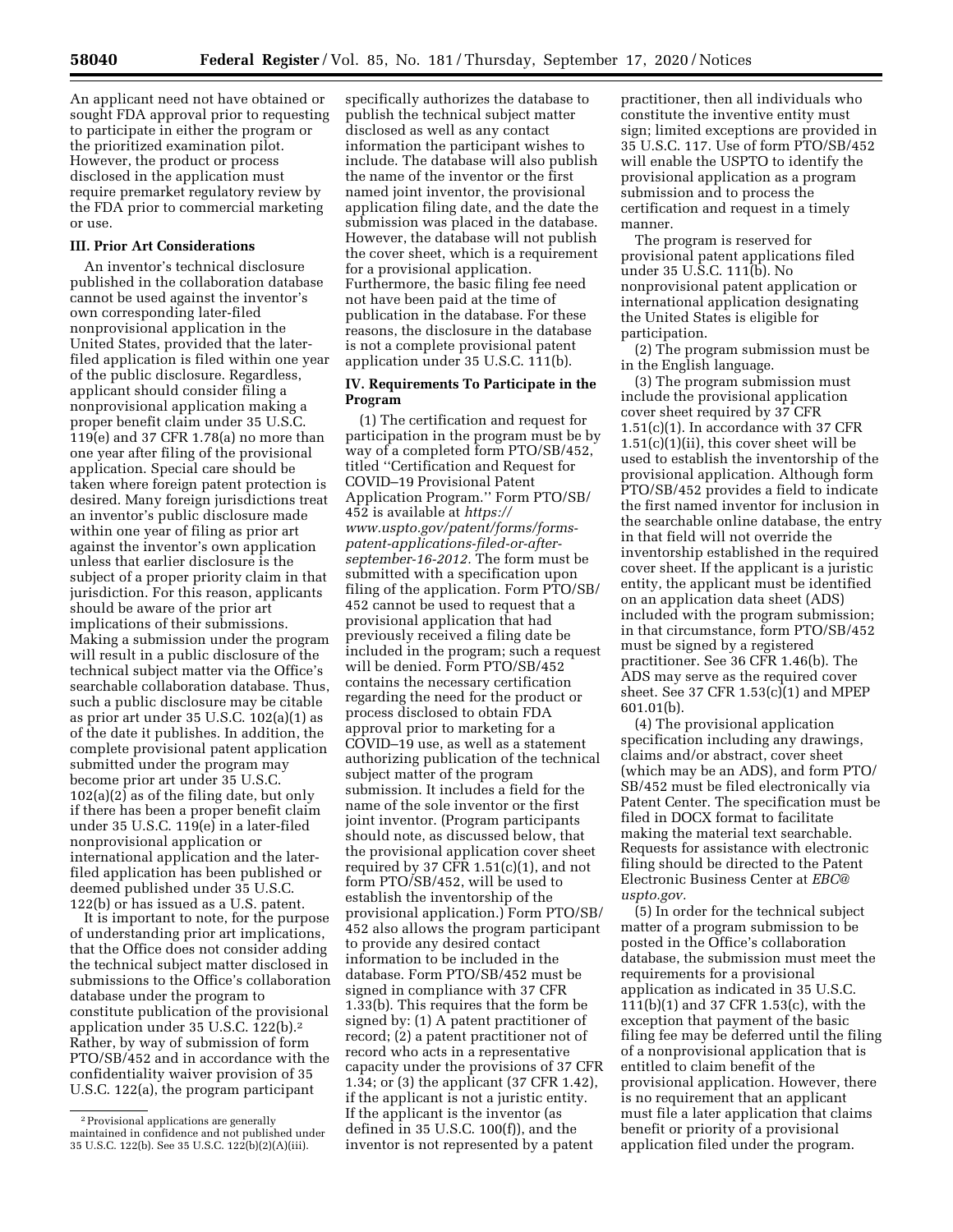An applicant need not have obtained or sought FDA approval prior to requesting to participate in either the program or the prioritized examination pilot. However, the product or process disclosed in the application must require premarket regulatory review by the FDA prior to commercial marketing or use.

### III. Prior Art Considerations

An inventor's technical disclosure published in the collaboration database cannot be used against the inventor's own corresponding later-filed nonprovisional application in the United States, provided that the later-filed application is filed within one year of the public disclosure. Regardless, applicant should consider filing a nonprovisional application making a proper benefit claim under 35 U.S.C. 119(e) and 37 CFR 1.78(a) no more than one year after filing of the provisional application. Special care should be taken where foreign patent protection is desired. Many foreign jurisdictions treat an inventor's public disclosure made within one year of filing as prior art against the inventor's own application unless that earlier disclosure is the subject of a proper priority claim in that jurisdiction. For this reason, applicants should be aware of the prior art implications of their submissions. Making a submission under the program will result in a public disclosure of the technical subject matter via the Office's searchable collaboration database. Thus, such a public disclosure may be citable as prior art under 35 U.S.C. 102(a)(1) as of the date it publishes. In addition, the complete provisional patent application submitted under the program may become prior art under 35 U.S.C. 102(a)(2) as of the filing date, but only if there has been a proper benefit claim under 35 U.S.C. 119(e) in a later-filed nonprovisional application or international application and the later-filed application has been published or deemed published under 35 U.S.C. 122(b) or has issued as a U.S. patent.

It is important to note, for the purpose of understanding prior art implications, that the Office does not consider adding the technical subject matter disclosed in submissions to the Office's collaboration database under the program to constitute publication of the provisional application under 35 U.S.C. 122(b).[2] Rather, by way of submission of form PTO/SB/452 and in accordance with the confidentiality waiver provision of 35 U.S.C. 122(a), the program participant specifically authorizes the database to publish the technical subject matter disclosed as well as any contact information the participant wishes to include. The database will also publish the name of the inventor or the first named joint inventor, the provisional application filing date, and the date the submission was placed in the database. However, the database will not publish the cover sheet, which is a requirement for a provisional application. Furthermore, the basic filing fee need not have been paid at the time of publication in the database. For these reasons, the disclosure in the database is not a complete provisional patent application under 35 U.S.C. 111(b).

### IV. Requirements To Participate in the Program

(1) The certification and request for participation in the program must be by way of a completed form PTO/SB/452, titled "Certification and Request for COVID–19 Provisional Patent Application Program." Form PTO/SB/452 is available at *https://www.uspto.gov/patent/forms/forms-patent-applications-filed-or-after-september-16-2012*. The form must be submitted with a specification upon filing of the application. Form PTO/SB/452 cannot be used to request that a provisional application that had previously received a filing date be included in the program; such a request will be denied. Form PTO/SB/452 contains the necessary certification regarding the need for the product or process disclosed to obtain FDA approval prior to marketing for a COVID–19 use, as well as a statement authorizing publication of the technical subject matter of the program submission. It includes a field for the name of the sole inventor or the first joint inventor. (Program participants should note, as discussed below, that the provisional application cover sheet required by 37 CFR 1.51(c)(1), and not form PTO/SB/452, will be used to establish the inventorship of the provisional application.) Form PTO/SB/452 also allows the program participant to provide any desired contact information to be included in the database. Form PTO/SB/452 must be signed in compliance with 37 CFR 1.33(b). This requires that the form be signed by: (1) A patent practitioner of record; (2) a patent practitioner not of record who acts in a representative capacity under the provisions of 37 CFR 1.34; or (3) the applicant (37 CFR 1.42), if the applicant is not a juristic entity. If the applicant is the inventor (as defined in 35 U.S.C. 100(f)), and the inventor is not represented by a patent practitioner, then all individuals who constitute the inventive entity must sign; limited exceptions are provided in 35 U.S.C. 117. Use of form PTO/SB/452 will enable the USPTO to identify the provisional application as a program submission and to process the certification and request in a timely manner.

The program is reserved for provisional patent applications filed under 35 U.S.C. 111(b). No nonprovisional patent application or international application designating the United States is eligible for participation.

(2) The program submission must be in the English language.

(3) The program submission must include the provisional application cover sheet required by 37 CFR 1.51(c)(1). In accordance with 37 CFR 1.51(c)(1)(ii), this cover sheet will be used to establish the inventorship of the provisional application. Although form PTO/SB/452 provides a field to indicate the first named inventor for inclusion in the searchable online database, the entry in that field will not override the inventorship established in the required cover sheet. If the applicant is a juristic entity, the applicant must be identified on an application data sheet (ADS) included with the program submission; in that circumstance, form PTO/SB/452 must be signed by a registered practitioner. See 36 CFR 1.46(b). The ADS may serve as the required cover sheet. See 37 CFR 1.53(c)(1) and MPEP 601.01(b).

(4) The provisional application specification including any drawings, claims and/or abstract, cover sheet (which may be an ADS), and form PTO/SB/452 must be filed electronically via Patent Center. The specification must be filed in DOCX format to facilitate making the material text searchable. Requests for assistance with electronic filing should be directed to the Patent Electronic Business Center at *EBC@uspto.gov*.

(5) In order for the technical subject matter of a program submission to be posted in the Office's collaboration database, the submission must meet the requirements for a provisional application as indicated in 35 U.S.C. 111(b)(1) and 37 CFR 1.53(c), with the exception that payment of the basic filing fee may be deferred until the filing of a nonprovisional application that is entitled to claim benefit of the provisional application. However, there is no requirement that an applicant must file a later application that claims benefit or priority of a provisional application filed under the program.

---

[2] Provisional applications are generally maintained in confidence and not published under 35 U.S.C. 122(b). See 35 U.S.C. 122(b)(2)(A)(iii).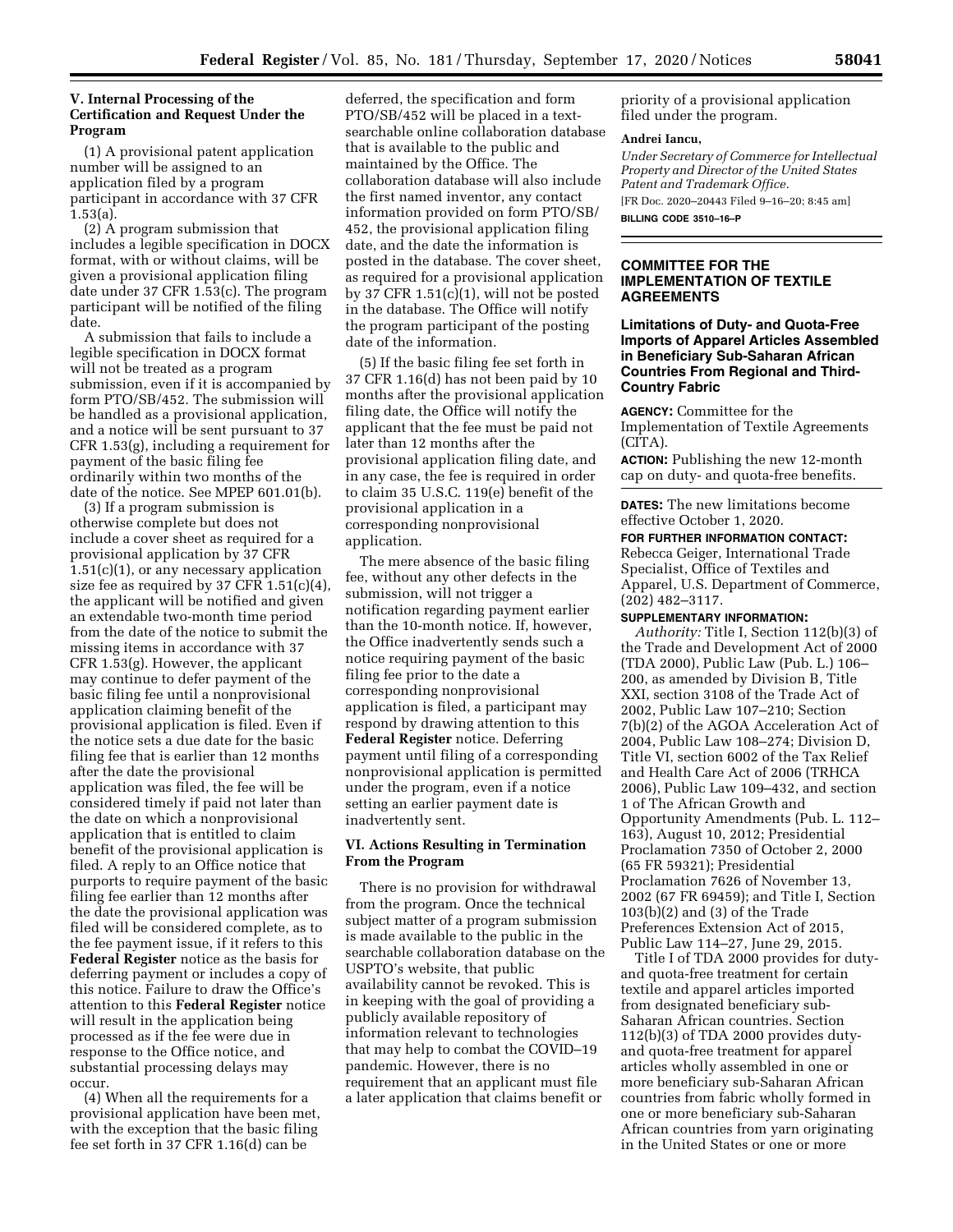### V. Internal Processing of the Certification and Request Under the Program

(1) A provisional patent application number will be assigned to an application filed by a program participant in accordance with 37 CFR 1.53(a).

(2) A program submission that includes a legible specification in DOCX format, with or without claims, will be given a provisional application filing date under 37 CFR 1.53(c). The program participant will be notified of the filing date.

A submission that fails to include a legible specification in DOCX format will not be treated as a program submission, even if it is accompanied by form PTO/SB/452. The submission will be handled as a provisional application, and a notice will be sent pursuant to 37 CFR 1.53(g), including a requirement for payment of the basic filing fee ordinarily within two months of the date of the notice. See MPEP 601.01(b).

(3) If a program submission is otherwise complete but does not include a cover sheet as required for a provisional application by 37 CFR 1.51(c)(1), or any necessary application size fee as required by 37 CFR 1.51(c)(4), the applicant will be notified and given an extendable two-month time period from the date of the notice to submit the missing items in accordance with 37 CFR 1.53(g). However, the applicant may continue to defer payment of the basic filing fee until a nonprovisional application claiming benefit of the provisional application is filed. Even if the notice sets a due date for the basic filing fee that is earlier than 12 months after the date the provisional application was filed, the fee will be considered timely if paid not later than the date on which a nonprovisional application that is entitled to claim benefit of the provisional application is filed. A reply to an Office notice that purports to require payment of the basic filing fee earlier than 12 months after the date the provisional application was filed will be considered complete, as to the fee payment issue, if it refers to this **Federal Register** notice as the basis for deferring payment or includes a copy of this notice. Failure to draw the Office's attention to this **Federal Register** notice will result in the application being processed as if the fee were due in response to the Office notice, and substantial processing delays may occur.

(4) When all the requirements for a provisional application have been met, with the exception that the basic filing fee set forth in 37 CFR 1.16(d) can be deferred, the specification and form PTO/SB/452 will be placed in a text-searchable online collaboration database that is available to the public and maintained by the Office. The collaboration database will also include the first named inventor, any contact information provided on form PTO/SB/452, the provisional application filing date, and the date the information is posted in the database. The cover sheet, as required for a provisional application by 37 CFR 1.51(c)(1), will not be posted in the database. The Office will notify the program participant of the posting date of the information.

(5) If the basic filing fee set forth in 37 CFR 1.16(d) has not been paid by 10 months after the provisional application filing date, the Office will notify the applicant that the fee must be paid not later than 12 months after the provisional application filing date, and in any case, the fee is required in order to claim 35 U.S.C. 119(e) benefit of the provisional application in a corresponding nonprovisional application.

The mere absence of the basic filing fee, without any other defects in the submission, will not trigger a notification regarding payment earlier than the 10-month notice. If, however, the Office inadvertently sends such a notice requiring payment of the basic filing fee prior to the date a corresponding nonprovisional application is filed, a participant may respond by drawing attention to this **Federal Register** notice. Deferring payment until filing of a corresponding nonprovisional application is permitted under the program, even if a notice setting an earlier payment date is inadvertently sent.

### VI. Actions Resulting in Termination From the Program

There is no provision for withdrawal from the program. Once the technical subject matter of a program submission is made available to the public in the searchable collaboration database on the USPTO's website, that public availability cannot be revoked. This is in keeping with the goal of providing a publicly available repository of information relevant to technologies that may help to combat the COVID–19 pandemic. However, there is no requirement that an applicant must file a later application that claims benefit or priority of a provisional application filed under the program.

**Andrei Iancu,**

*Under Secretary of Commerce for Intellectual Property and Director of the United States Patent and Trademark Office.*

[FR Doc. 2020–20443 Filed 9–16–20; 8:45 am]

**BILLING CODE 3510–16–P**

---

## COMMITTEE FOR THE IMPLEMENTATION OF TEXTILE AGREEMENTS

### Limitations of Duty- and Quota-Free Imports of Apparel Articles Assembled in Beneficiary Sub-Saharan African Countries From Regional and Third-Country Fabric

**AGENCY:** Committee for the Implementation of Textile Agreements (CITA).

**ACTION:** Publishing the new 12-month cap on duty- and quota-free benefits.

**DATES:** The new limitations become effective October 1, 2020.

**FOR FURTHER INFORMATION CONTACT:** Rebecca Geiger, International Trade Specialist, Office of Textiles and Apparel, U.S. Department of Commerce, (202) 482–3117.

**SUPPLEMENTARY INFORMATION:**

*Authority:* Title I, Section 112(b)(3) of the Trade and Development Act of 2000 (TDA 2000), Public Law (Pub. L.) 106–200, as amended by Division B, Title XXI, section 3108 of the Trade Act of 2002, Public Law 107–210; Section 7(b)(2) of the AGOA Acceleration Act of 2004, Public Law 108–274; Division D, Title VI, section 6002 of the Tax Relief and Health Care Act of 2006 (TRHCA 2006), Public Law 109–432, and section 1 of The African Growth and Opportunity Amendments (Pub. L. 112–163), August 10, 2012; Presidential Proclamation 7350 of October 2, 2000 (65 FR 59321); Presidential Proclamation 7626 of November 13, 2002 (67 FR 69459); and Title I, Section 103(b)(2) and (3) of the Trade Preferences Extension Act of 2015, Public Law 114–27, June 29, 2015.

Title I of TDA 2000 provides for duty- and quota-free treatment for certain textile and apparel articles imported from designated beneficiary sub-Saharan African countries. Section 112(b)(3) of TDA 2000 provides duty- and quota-free treatment for apparel articles wholly assembled in one or more beneficiary sub-Saharan African countries from fabric wholly formed in one or more beneficiary sub-Saharan African countries from yarn originating in the United States or one or more